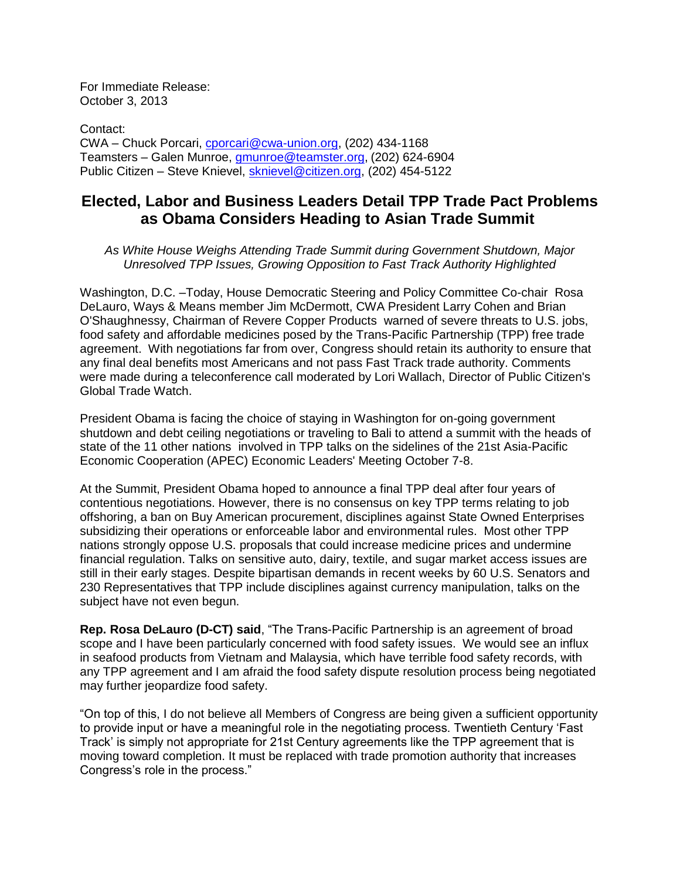For Immediate Release:
October 3, 2013

Contact:
CWA – Chuck Porcari, cporcari@cwa-union.org, (202) 434-1168
Teamsters – Galen Munroe, gmunroe@teamster.org, (202) 624-6904
Public Citizen – Steve Knievel, sknievel@citizen.org, (202) 454-5122

# Elected, Labor and Business Leaders Detail TPP Trade Pact Problems as Obama Considers Heading to Asian Trade Summit

*As White House Weighs Attending Trade Summit during Government Shutdown, Major Unresolved TPP Issues, Growing Opposition to Fast Track Authority Highlighted*

Washington, D.C. –Today, House Democratic Steering and Policy Committee Co-chair Rosa DeLauro, Ways & Means member Jim McDermott, CWA President Larry Cohen and Brian O'Shaughnessy, Chairman of Revere Copper Products warned of severe threats to U.S. jobs, food safety and affordable medicines posed by the Trans-Pacific Partnership (TPP) free trade agreement. With negotiations far from over, Congress should retain its authority to ensure that any final deal benefits most Americans and not pass Fast Track trade authority. Comments were made during a teleconference call moderated by Lori Wallach, Director of Public Citizen's Global Trade Watch.

President Obama is facing the choice of staying in Washington for on-going government shutdown and debt ceiling negotiations or traveling to Bali to attend a summit with the heads of state of the 11 other nations involved in TPP talks on the sidelines of the 21st Asia-Pacific Economic Cooperation (APEC) Economic Leaders' Meeting October 7-8.

At the Summit, President Obama hoped to announce a final TPP deal after four years of contentious negotiations. However, there is no consensus on key TPP terms relating to job offshoring, a ban on Buy American procurement, disciplines against State Owned Enterprises subsidizing their operations or enforceable labor and environmental rules. Most other TPP nations strongly oppose U.S. proposals that could increase medicine prices and undermine financial regulation. Talks on sensitive auto, dairy, textile, and sugar market access issues are still in their early stages. Despite bipartisan demands in recent weeks by 60 U.S. Senators and 230 Representatives that TPP include disciplines against currency manipulation, talks on the subject have not even begun.

**Rep. Rosa DeLauro (D-CT) said**, "The Trans-Pacific Partnership is an agreement of broad scope and I have been particularly concerned with food safety issues. We would see an influx in seafood products from Vietnam and Malaysia, which have terrible food safety records, with any TPP agreement and I am afraid the food safety dispute resolution process being negotiated may further jeopardize food safety.

"On top of this, I do not believe all Members of Congress are being given a sufficient opportunity to provide input or have a meaningful role in the negotiating process. Twentieth Century 'Fast Track' is simply not appropriate for 21st Century agreements like the TPP agreement that is moving toward completion. It must be replaced with trade promotion authority that increases Congress's role in the process."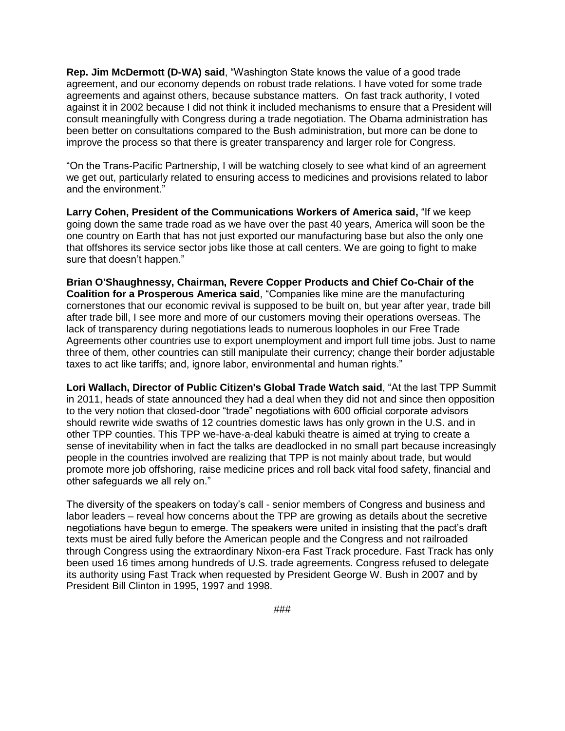**Rep. Jim McDermott (D-WA) said**, "Washington State knows the value of a good trade agreement, and our economy depends on robust trade relations. I have voted for some trade agreements and against others, because substance matters. On fast track authority, I voted against it in 2002 because I did not think it included mechanisms to ensure that a President will consult meaningfully with Congress during a trade negotiation. The Obama administration has been better on consultations compared to the Bush administration, but more can be done to improve the process so that there is greater transparency and larger role for Congress.

"On the Trans-Pacific Partnership, I will be watching closely to see what kind of an agreement we get out, particularly related to ensuring access to medicines and provisions related to labor and the environment."

**Larry Cohen, President of the Communications Workers of America said,** "If we keep going down the same trade road as we have over the past 40 years, America will soon be the one country on Earth that has not just exported our manufacturing base but also the only one that offshores its service sector jobs like those at call centers. We are going to fight to make sure that doesn't happen."

**Brian O'Shaughnessy, Chairman, Revere Copper Products and Chief Co-Chair of the Coalition for a Prosperous America said**, "Companies like mine are the manufacturing cornerstones that our economic revival is supposed to be built on, but year after year, trade bill after trade bill, I see more and more of our customers moving their operations overseas. The lack of transparency during negotiations leads to numerous loopholes in our Free Trade Agreements other countries use to export unemployment and import full time jobs. Just to name three of them, other countries can still manipulate their currency; change their border adjustable taxes to act like tariffs; and, ignore labor, environmental and human rights."

**Lori Wallach, Director of Public Citizen's Global Trade Watch said**, "At the last TPP Summit in 2011, heads of state announced they had a deal when they did not and since then opposition to the very notion that closed-door "trade" negotiations with 600 official corporate advisors should rewrite wide swaths of 12 countries domestic laws has only grown in the U.S. and in other TPP counties. This TPP we-have-a-deal kabuki theatre is aimed at trying to create a sense of inevitability when in fact the talks are deadlocked in no small part because increasingly people in the countries involved are realizing that TPP is not mainly about trade, but would promote more job offshoring, raise medicine prices and roll back vital food safety, financial and other safeguards we all rely on."

The diversity of the speakers on today's call - senior members of Congress and business and labor leaders – reveal how concerns about the TPP are growing as details about the secretive negotiations have begun to emerge. The speakers were united in insisting that the pact's draft texts must be aired fully before the American people and the Congress and not railroaded through Congress using the extraordinary Nixon-era Fast Track procedure. Fast Track has only been used 16 times among hundreds of U.S. trade agreements. Congress refused to delegate its authority using Fast Track when requested by President George W. Bush in 2007 and by President Bill Clinton in 1995, 1997 and 1998.

###